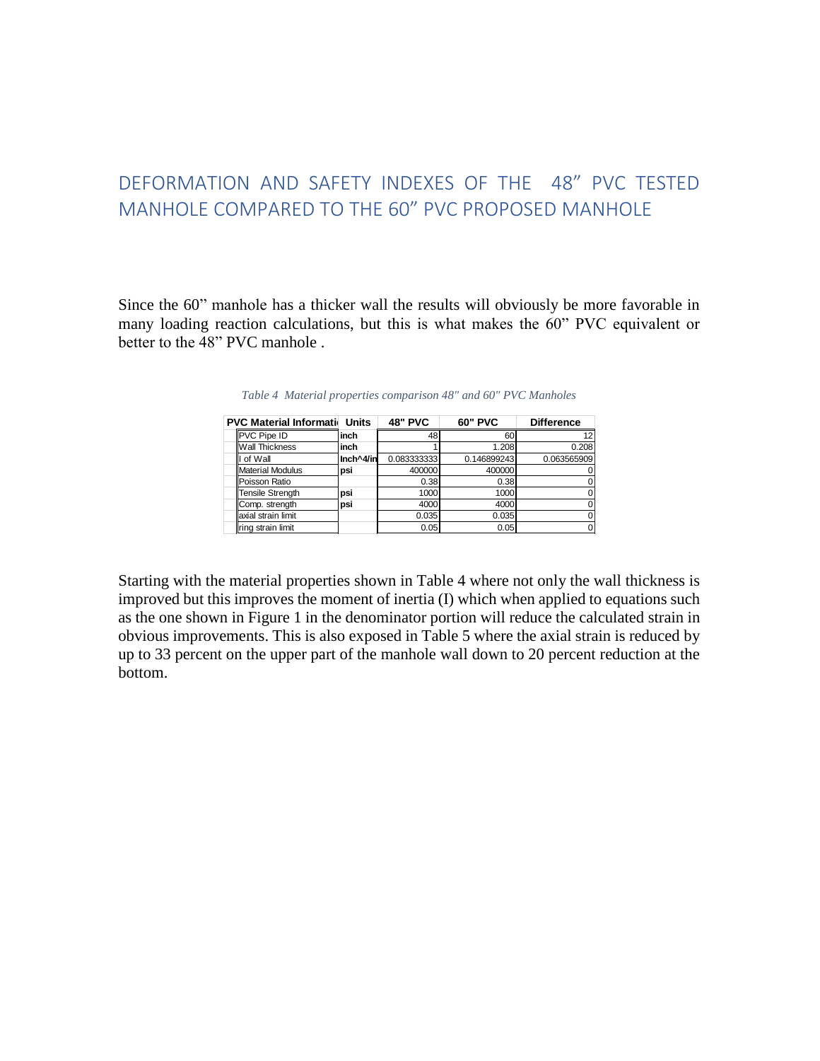# DEFORMATION AND SAFETY INDEXES OF THE 48" PVC TESTED MANHOLE COMPARED TO THE 60" PVC PROPOSED MANHOLE

Since the 60" manhole has a thicker wall the results will obviously be more favorable in many loading reaction calculations, but this is what makes the 60" PVC equivalent or better to the 48" PVC manhole .

*Table 4 Material properties comparison 48" and 60" PVC Manholes*

| PVC Material Informati | Units | 48" PVC | 60" PVC | Difference |
|---|---|---|---|---|
| PVC Pipe ID | inch | 48 | 60 | 12 |
| Wall Thickness | inch | 1 | 1.208 | 0.208 |
| I of Wall | Inch^4/in | 0.083333333 | 0.146899243 | 0.063565909 |
| Material Modulus | psi | 400000 | 400000 | 0 |
| Poisson Ratio | | 0.38 | 0.38 | 0 |
| Tensile Strength | psi | 1000 | 1000 | 0 |
| Comp. strength | psi | 4000 | 4000 | 0 |
| axial strain limit | | 0.035 | 0.035 | 0 |
| ring strain limit | | 0.05 | 0.05 | 0 |

Starting with the material properties shown in Table 4 where not only the wall thickness is improved but this improves the moment of inertia (I) which when applied to equations such as the one shown in Figure 1 in the denominator portion will reduce the calculated strain in obvious improvements. This is also exposed in Table 5 where the axial strain is reduced by up to 33 percent on the upper part of the manhole wall down to 20 percent reduction at the bottom.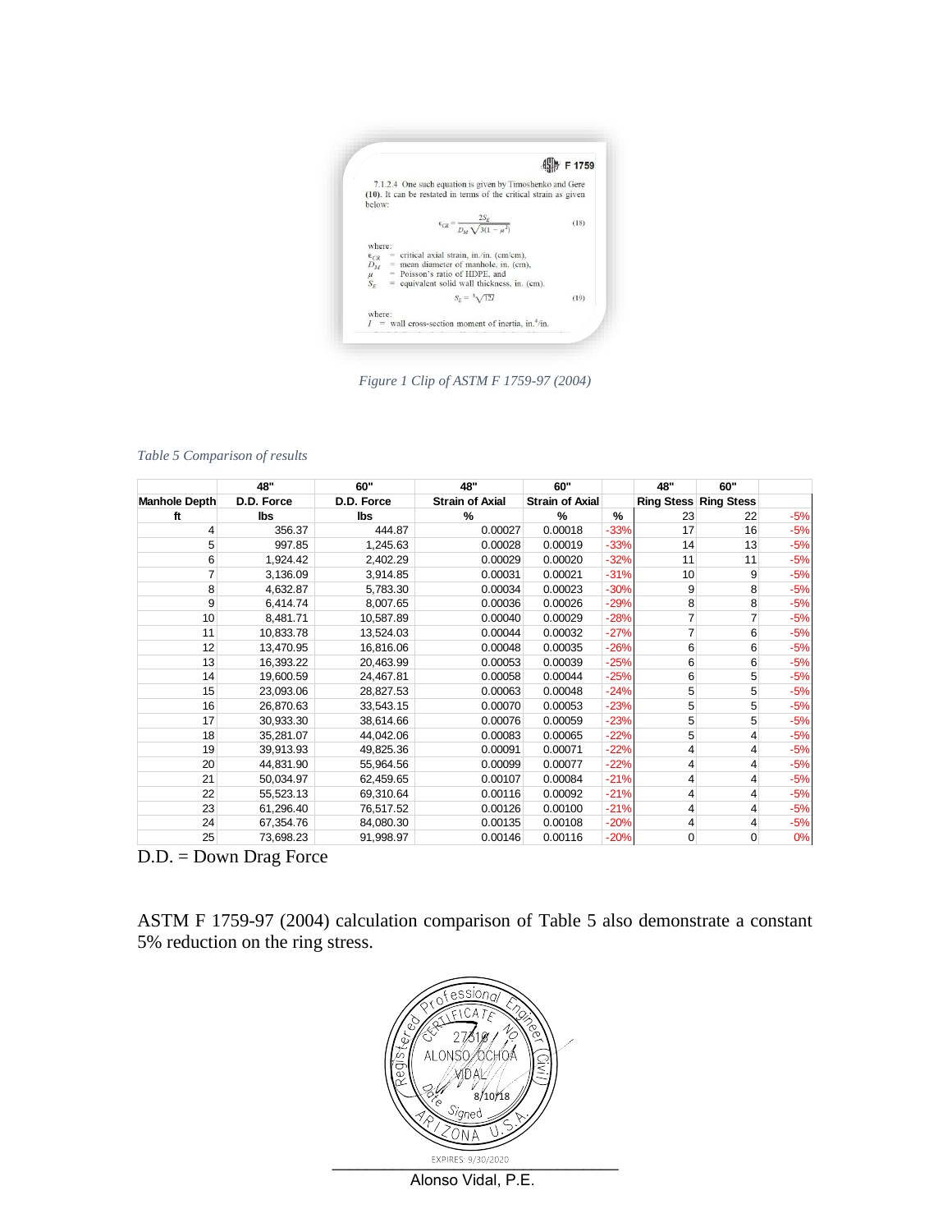7.1.2.4 One such equation is given by Timoshenko and Gere (10). It can be restated in terms of the critical strain as given below:

$$\epsilon_{CR} = \frac{2S_E}{D_M\sqrt{3(1-\mu^2)}} \quad (18)$$

where:

$\epsilon_{CR}$ = critical axial strain, in./in. (cm/cm),
$D_M$ = mean diameter of manhole, in. (cm),
$\mu$ = Poisson's ratio of HDPE, and
$S_E$ = equivalent solid wall thickness, in. (cm).

$$S_E = \sqrt[3]{12I} \quad (19)$$

where:
$I$ = wall cross-section moment of inertia, in.$^4$/in.

*Figure 1 Clip of ASTM F 1759-97 (2004)*

*Table 5 Comparison of results*

| | 48" | 60" | 48" | 60" | | 48" | 60" | |
|---|---|---|---|---|---|---|---|---|
| Manhole Depth | D.D. Force | D.D. Force | Strain of Axial | Strain of Axial | | Ring Stess | Ring Stess | |
| ft | lbs | lbs | % | % | % | 23 | 22 | -5% |
| 4 | 356.37 | 444.87 | 0.00027 | 0.00018 | -33% | 17 | 16 | -5% |
| 5 | 997.85 | 1,245.63 | 0.00028 | 0.00019 | -33% | 14 | 13 | -5% |
| 6 | 1,924.42 | 2,402.29 | 0.00029 | 0.00020 | -32% | 11 | 11 | -5% |
| 7 | 3,136.09 | 3,914.85 | 0.00031 | 0.00021 | -31% | 10 | 9 | -5% |
| 8 | 4,632.87 | 5,783.30 | 0.00034 | 0.00023 | -30% | 9 | 8 | -5% |
| 9 | 6,414.74 | 8,007.65 | 0.00036 | 0.00026 | -29% | 8 | 8 | -5% |
| 10 | 8,481.71 | 10,587.89 | 0.00040 | 0.00029 | -28% | 7 | 7 | -5% |
| 11 | 10,833.78 | 13,524.03 | 0.00044 | 0.00032 | -27% | 7 | 6 | -5% |
| 12 | 13,470.95 | 16,816.06 | 0.00048 | 0.00035 | -26% | 6 | 6 | -5% |
| 13 | 16,393.22 | 20,463.99 | 0.00053 | 0.00039 | -25% | 6 | 6 | -5% |
| 14 | 19,600.59 | 24,467.81 | 0.00058 | 0.00044 | -25% | 6 | 5 | -5% |
| 15 | 23,093.06 | 28,827.53 | 0.00063 | 0.00048 | -24% | 5 | 5 | -5% |
| 16 | 26,870.63 | 33,543.15 | 0.00070 | 0.00053 | -23% | 5 | 5 | -5% |
| 17 | 30,933.30 | 38,614.66 | 0.00076 | 0.00059 | -23% | 5 | 5 | -5% |
| 18 | 35,281.07 | 44,042.06 | 0.00083 | 0.00065 | -22% | 5 | 4 | -5% |
| 19 | 39,913.93 | 49,825.36 | 0.00091 | 0.00071 | -22% | 4 | 4 | -5% |
| 20 | 44,831.90 | 55,964.56 | 0.00099 | 0.00077 | -22% | 4 | 4 | -5% |
| 21 | 50,034.97 | 62,459.65 | 0.00107 | 0.00084 | -21% | 4 | 4 | -5% |
| 22 | 55,523.13 | 69,310.64 | 0.00116 | 0.00092 | -21% | 4 | 4 | -5% |
| 23 | 61,296.40 | 76,517.52 | 0.00126 | 0.00100 | -21% | 4 | 4 | -5% |
| 24 | 67,354.76 | 84,080.30 | 0.00135 | 0.00108 | -20% | 4 | 4 | -5% |
| 25 | 73,698.23 | 91,998.97 | 0.00146 | 0.00116 | -20% | 0 | 0 | 0% |

D.D. = Down Drag Force

ASTM F 1759-97 (2004) calculation comparison of Table 5 also demonstrate a constant 5% reduction on the ring stress.

Registered Professional Engineer (Civil)
CERTIFICATE NO. 27310
ALONSO OCHOA VIDAL
Date Signed 8/10/18
ARIZONA U.S.A.
EXPIRES: 9/30/2020

Alonso Vidal, P.E.